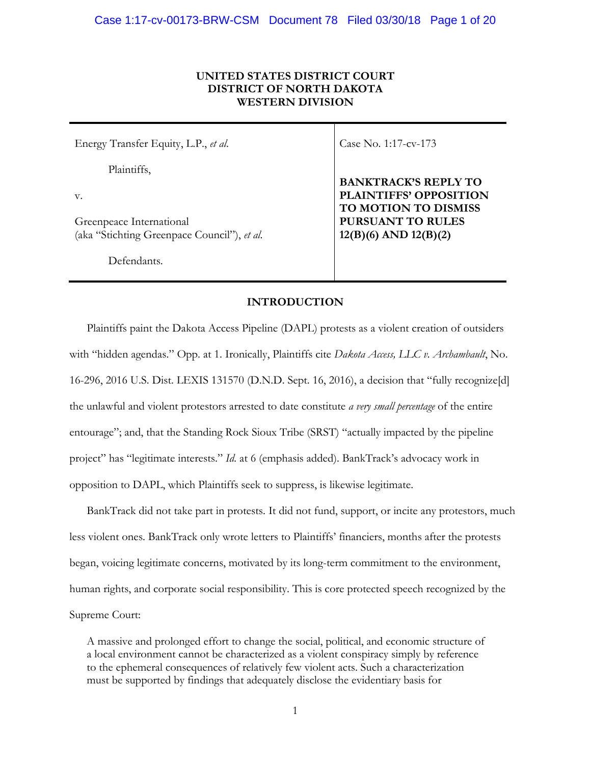**UNITED STATES DISTRICT COURT**
**DISTRICT OF NORTH DAKOTA**
**WESTERN DIVISION**

| | |
|---|---|
| Energy Transfer Equity, L.P., *et al.*<br><br>Plaintiffs,<br><br>v.<br><br>Greenpeace International<br>(aka "Stichting Greenpace Council"), *et al.*<br><br>Defendants. | Case No. 1:17-cv-173<br><br>**BANKTRACK'S REPLY TO PLAINTIFFS' OPPOSITION TO MOTION TO DISMISS PURSUANT TO RULES 12(B)(6) AND 12(B)(2)** |

## INTRODUCTION

Plaintiffs paint the Dakota Access Pipeline (DAPL) protests as a violent creation of outsiders with "hidden agendas." Opp. at 1. Ironically, Plaintiffs cite *Dakota Access, LLC v. Archambault*, No. 16-296, 2016 U.S. Dist. LEXIS 131570 (D.N.D. Sept. 16, 2016), a decision that "fully recognize[d] the unlawful and violent protestors arrested to date constitute *a very small percentage* of the entire entourage"; and, that the Standing Rock Sioux Tribe (SRST) "actually impacted by the pipeline project" has "legitimate interests." *Id.* at 6 (emphasis added). BankTrack's advocacy work in opposition to DAPL, which Plaintiffs seek to suppress, is likewise legitimate.

BankTrack did not take part in protests. It did not fund, support, or incite any protestors, much less violent ones. BankTrack only wrote letters to Plaintiffs' financiers, months after the protests began, voicing legitimate concerns, motivated by its long-term commitment to the environment, human rights, and corporate social responsibility. This is core protected speech recognized by the Supreme Court:

> A massive and prolonged effort to change the social, political, and economic structure of a local environment cannot be characterized as a violent conspiracy simply by reference to the ephemeral consequences of relatively few violent acts. Such a characterization must be supported by findings that adequately disclose the evidentiary basis for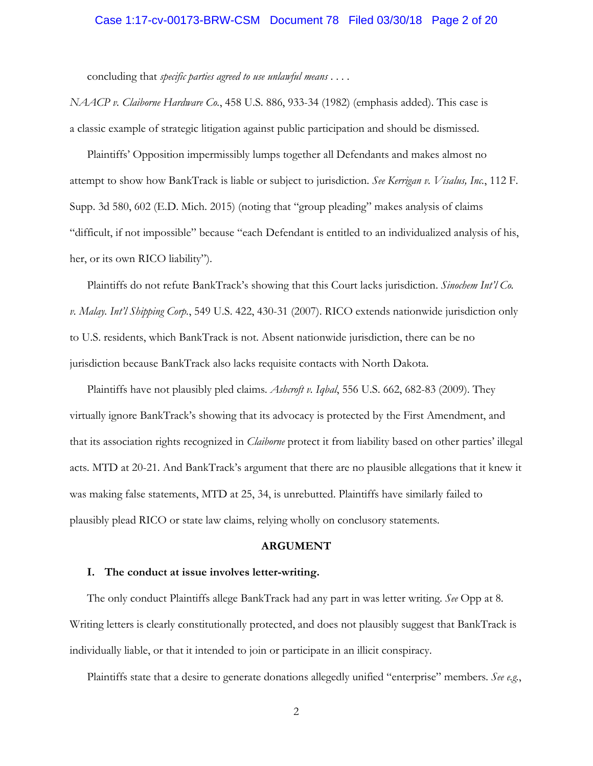concluding that *specific parties agreed to use unlawful means* . . . .

*NAACP v. Claiborne Hardware Co.*, 458 U.S. 886, 933-34 (1982) (emphasis added). This case is a classic example of strategic litigation against public participation and should be dismissed.

Plaintiffs' Opposition impermissibly lumps together all Defendants and makes almost no attempt to show how BankTrack is liable or subject to jurisdiction. *See Kerrigan v. Visalus, Inc.*, 112 F. Supp. 3d 580, 602 (E.D. Mich. 2015) (noting that "group pleading" makes analysis of claims "difficult, if not impossible" because "each Defendant is entitled to an individualized analysis of his, her, or its own RICO liability").

Plaintiffs do not refute BankTrack's showing that this Court lacks jurisdiction. *Sinochem Int'l Co. v. Malay. Int'l Shipping Corp.*, 549 U.S. 422, 430-31 (2007). RICO extends nationwide jurisdiction only to U.S. residents, which BankTrack is not. Absent nationwide jurisdiction, there can be no jurisdiction because BankTrack also lacks requisite contacts with North Dakota.

Plaintiffs have not plausibly pled claims. *Ashcroft v. Iqbal*, 556 U.S. 662, 682-83 (2009). They virtually ignore BankTrack's showing that its advocacy is protected by the First Amendment, and that its association rights recognized in *Claiborne* protect it from liability based on other parties' illegal acts. MTD at 20-21. And BankTrack's argument that there are no plausible allegations that it knew it was making false statements, MTD at 25, 34, is unrebutted. Plaintiffs have similarly failed to plausibly plead RICO or state law claims, relying wholly on conclusory statements.

## ARGUMENT

### I. The conduct at issue involves letter-writing.

The only conduct Plaintiffs allege BankTrack had any part in was letter writing. *See* Opp at 8. Writing letters is clearly constitutionally protected, and does not plausibly suggest that BankTrack is individually liable, or that it intended to join or participate in an illicit conspiracy.

Plaintiffs state that a desire to generate donations allegedly unified "enterprise" members. *See e.g.*,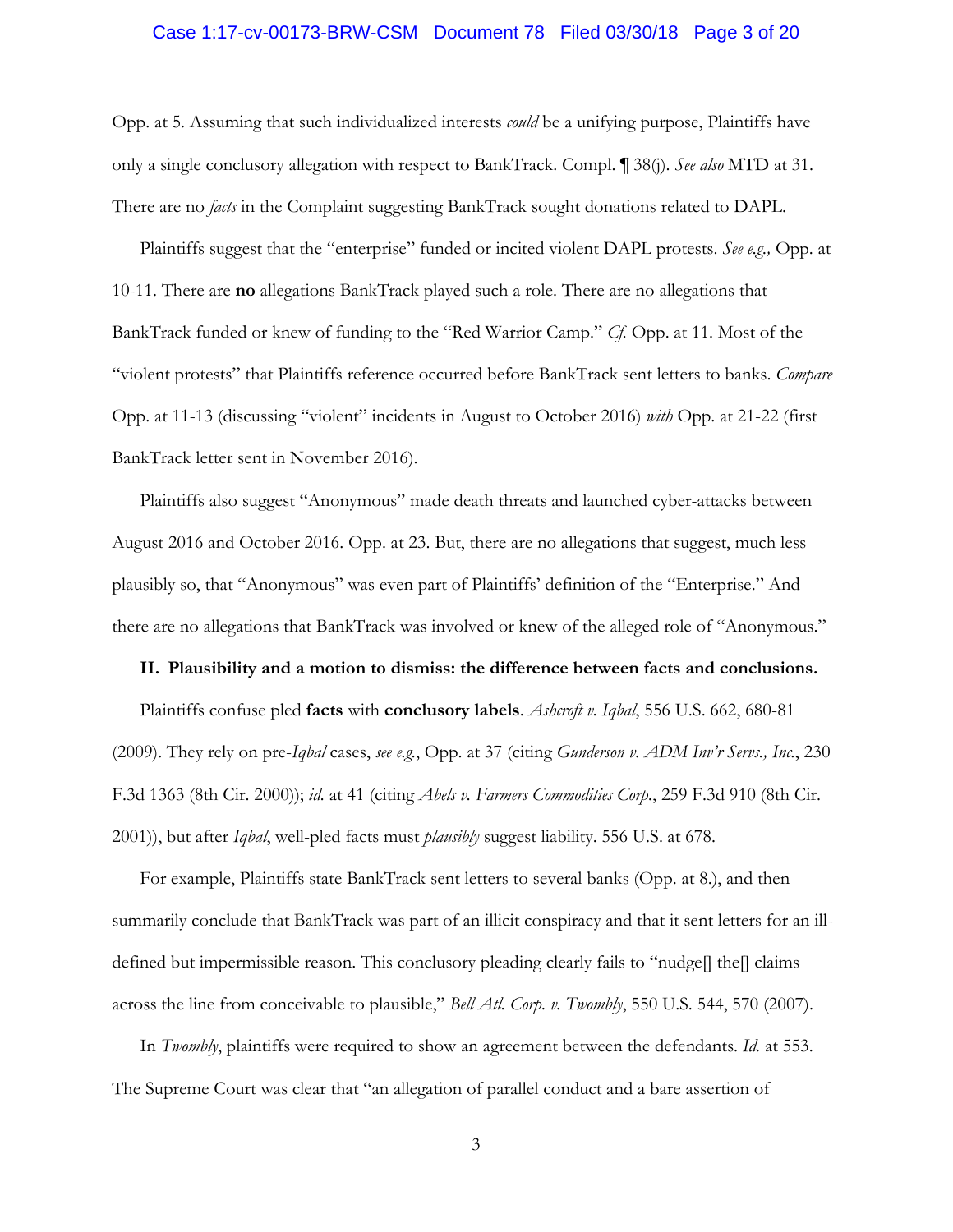Opp. at 5. Assuming that such individualized interests *could* be a unifying purpose, Plaintiffs have only a single conclusory allegation with respect to BankTrack. Compl. ¶ 38(j). *See also* MTD at 31. There are no *facts* in the Complaint suggesting BankTrack sought donations related to DAPL.

Plaintiffs suggest that the "enterprise" funded or incited violent DAPL protests. *See e.g.,* Opp. at 10-11. There are **no** allegations BankTrack played such a role. There are no allegations that BankTrack funded or knew of funding to the "Red Warrior Camp." *Cf.* Opp. at 11. Most of the "violent protests" that Plaintiffs reference occurred before BankTrack sent letters to banks. *Compare* Opp. at 11-13 (discussing "violent" incidents in August to October 2016) *with* Opp. at 21-22 (first BankTrack letter sent in November 2016).

Plaintiffs also suggest "Anonymous" made death threats and launched cyber-attacks between August 2016 and October 2016. Opp. at 23. But, there are no allegations that suggest, much less plausibly so, that "Anonymous" was even part of Plaintiffs' definition of the "Enterprise." And there are no allegations that BankTrack was involved or knew of the alleged role of "Anonymous."

## II. Plausibility and a motion to dismiss: the difference between facts and conclusions.

Plaintiffs confuse pled **facts** with **conclusory labels**. *Ashcroft v. Iqbal*, 556 U.S. 662, 680-81 (2009). They rely on pre-*Iqbal* cases, *see e.g.*, Opp. at 37 (citing *Gunderson v. ADM Inv'r Servs., Inc.*, 230 F.3d 1363 (8th Cir. 2000)); *id.* at 41 (citing *Abels v. Farmers Commodities Corp.*, 259 F.3d 910 (8th Cir. 2001)), but after *Iqbal*, well-pled facts must *plausibly* suggest liability. 556 U.S. at 678.

For example, Plaintiffs state BankTrack sent letters to several banks (Opp. at 8.), and then summarily conclude that BankTrack was part of an illicit conspiracy and that it sent letters for an ill-defined but impermissible reason. This conclusory pleading clearly fails to "nudge[] the[] claims across the line from conceivable to plausible," *Bell Atl. Corp. v. Twombly*, 550 U.S. 544, 570 (2007).

In *Twombly*, plaintiffs were required to show an agreement between the defendants. *Id.* at 553. The Supreme Court was clear that "an allegation of parallel conduct and a bare assertion of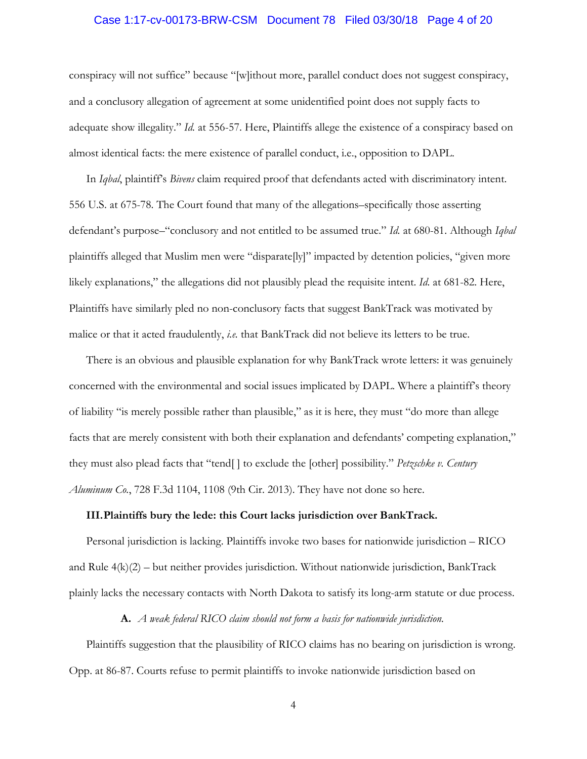conspiracy will not suffice" because "[w]ithout more, parallel conduct does not suggest conspiracy, and a conclusory allegation of agreement at some unidentified point does not supply facts to adequate show illegality." *Id.* at 556-57. Here, Plaintiffs allege the existence of a conspiracy based on almost identical facts: the mere existence of parallel conduct, i.e., opposition to DAPL.

In *Iqbal*, plaintiff's *Bivens* claim required proof that defendants acted with discriminatory intent. 556 U.S. at 675-78. The Court found that many of the allegations–specifically those asserting defendant's purpose–"conclusory and not entitled to be assumed true." *Id.* at 680-81. Although *Iqbal* plaintiffs alleged that Muslim men were "disparate[ly]" impacted by detention policies, "given more likely explanations," the allegations did not plausibly plead the requisite intent. *Id.* at 681-82. Here, Plaintiffs have similarly pled no non-conclusory facts that suggest BankTrack was motivated by malice or that it acted fraudulently, *i.e.* that BankTrack did not believe its letters to be true.

There is an obvious and plausible explanation for why BankTrack wrote letters: it was genuinely concerned with the environmental and social issues implicated by DAPL. Where a plaintiff's theory of liability "is merely possible rather than plausible," as it is here, they must "do more than allege facts that are merely consistent with both their explanation and defendants' competing explanation," they must also plead facts that "tend[ ] to exclude the [other] possibility." *Petzschke v. Century Aluminum Co.*, 728 F.3d 1104, 1108 (9th Cir. 2013). They have not done so here.

### III. Plaintiffs bury the lede: this Court lacks jurisdiction over BankTrack.

Personal jurisdiction is lacking. Plaintiffs invoke two bases for nationwide jurisdiction – RICO and Rule 4(k)(2) – but neither provides jurisdiction. Without nationwide jurisdiction, BankTrack plainly lacks the necessary contacts with North Dakota to satisfy its long-arm statute or due process.

#### A. *A weak federal RICO claim should not form a basis for nationwide jurisdiction.*

Plaintiffs suggestion that the plausibility of RICO claims has no bearing on jurisdiction is wrong. Opp. at 86-87. Courts refuse to permit plaintiffs to invoke nationwide jurisdiction based on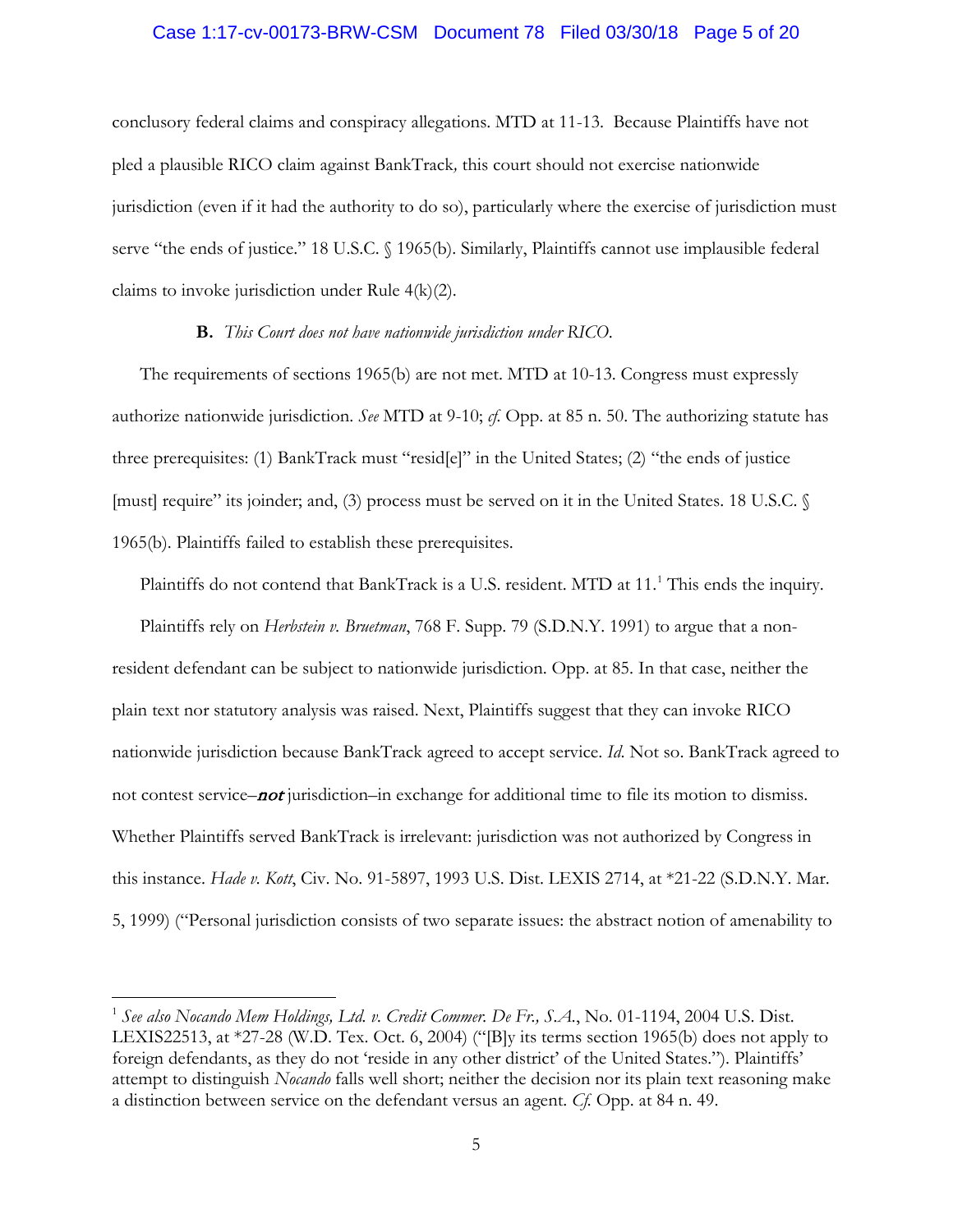conclusory federal claims and conspiracy allegations. MTD at 11-13. Because Plaintiffs have not pled a plausible RICO claim against BankTrack*,* this court should not exercise nationwide jurisdiction (even if it had the authority to do so), particularly where the exercise of jurisdiction must serve "the ends of justice." 18 U.S.C. § 1965(b). Similarly, Plaintiffs cannot use implausible federal claims to invoke jurisdiction under Rule 4(k)(2).

**B.** *This Court does not have nationwide jurisdiction under RICO.*

The requirements of sections 1965(b) are not met. MTD at 10-13. Congress must expressly authorize nationwide jurisdiction. *See* MTD at 9-10; *cf.* Opp. at 85 n. 50. The authorizing statute has three prerequisites: (1) BankTrack must "resid[e]" in the United States; (2) "the ends of justice [must] require" its joinder; and, (3) process must be served on it in the United States. 18 U.S.C. § 1965(b). Plaintiffs failed to establish these prerequisites.

Plaintiffs do not contend that BankTrack is a U.S. resident. MTD at 11.[1] This ends the inquiry.

Plaintiffs rely on *Herbstein v. Bruetman*, 768 F. Supp. 79 (S.D.N.Y. 1991) to argue that a non-resident defendant can be subject to nationwide jurisdiction. Opp. at 85. In that case, neither the plain text nor statutory analysis was raised. Next, Plaintiffs suggest that they can invoke RICO nationwide jurisdiction because BankTrack agreed to accept service. *Id.* Not so. BankTrack agreed to not contest service–***not*** jurisdiction–in exchange for additional time to file its motion to dismiss. Whether Plaintiffs served BankTrack is irrelevant: jurisdiction was not authorized by Congress in this instance. *Hade v. Kott*, Civ. No. 91-5897, 1993 U.S. Dist. LEXIS 2714, at *21-22 (S.D.N.Y. Mar. 5, 1999) ("Personal jurisdiction consists of two separate issues: the abstract notion of amenability to

[1] *See also Nocando Mem Holdings, Ltd. v. Credit Commer. De Fr., S.A.*, No. 01-1194, 2004 U.S. Dist. LEXIS22513, at *27-28 (W.D. Tex. Oct. 6, 2004) ("[B]y its terms section 1965(b) does not apply to foreign defendants, as they do not 'reside in any other district' of the United States."). Plaintiffs' attempt to distinguish *Nocando* falls well short; neither the decision nor its plain text reasoning make a distinction between service on the defendant versus an agent. *Cf.* Opp. at 84 n. 49.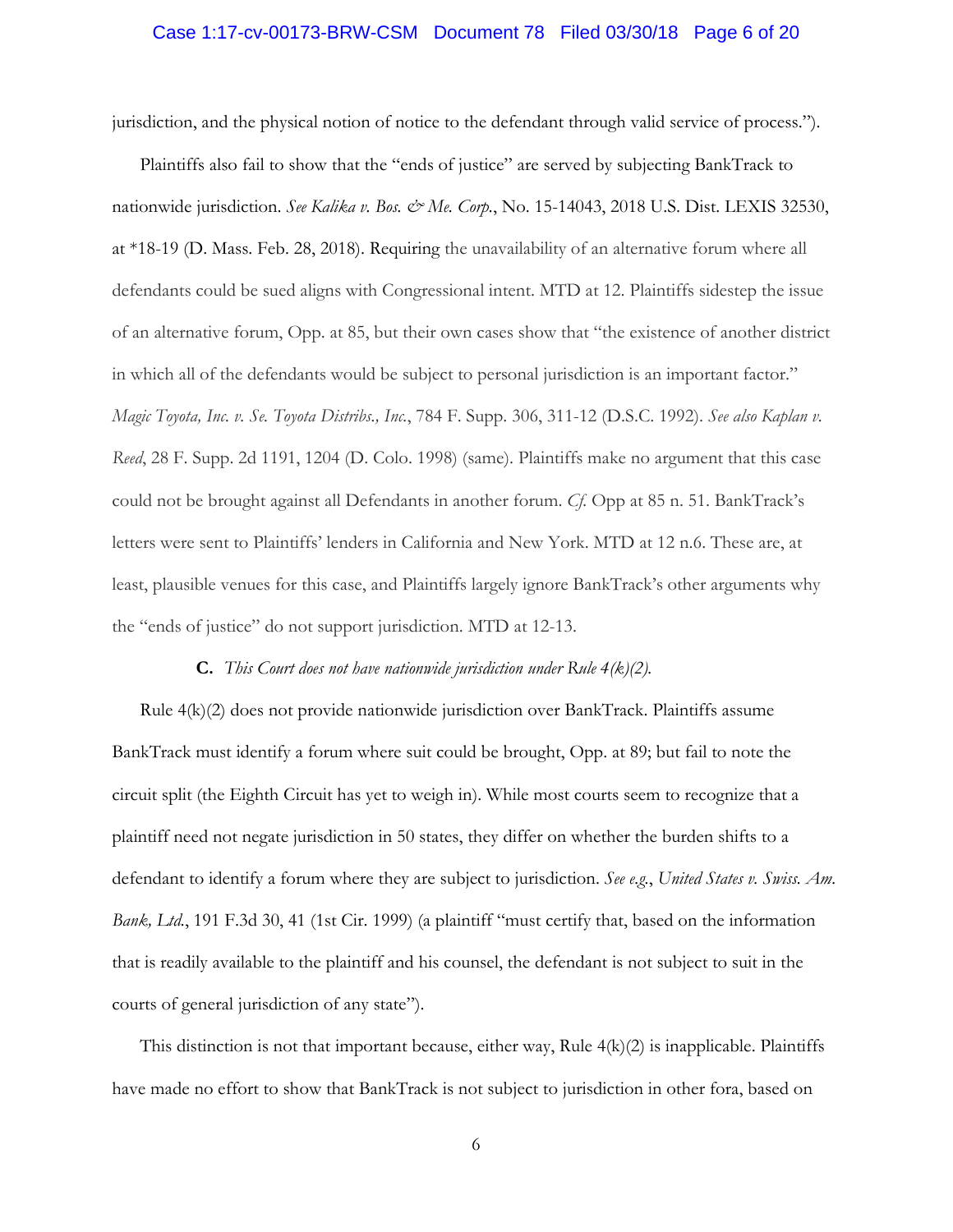jurisdiction, and the physical notion of notice to the defendant through valid service of process.").

Plaintiffs also fail to show that the "ends of justice" are served by subjecting BankTrack to nationwide jurisdiction. *See Kalika v. Bos. & Me. Corp.*, No. 15-14043, 2018 U.S. Dist. LEXIS 32530, at *18-19 (D. Mass. Feb. 28, 2018). Requiring the unavailability of an alternative forum where all defendants could be sued aligns with Congressional intent. MTD at 12. Plaintiffs sidestep the issue of an alternative forum, Opp. at 85, but their own cases show that "the existence of another district in which all of the defendants would be subject to personal jurisdiction is an important factor." *Magic Toyota, Inc. v. Se. Toyota Distribs., Inc.*, 784 F. Supp. 306, 311-12 (D.S.C. 1992). *See also Kaplan v. Reed*, 28 F. Supp. 2d 1191, 1204 (D. Colo. 1998) (same). Plaintiffs make no argument that this case could not be brought against all Defendants in another forum. *Cf.* Opp at 85 n. 51. BankTrack's letters were sent to Plaintiffs' lenders in California and New York. MTD at 12 n.6. These are, at least, plausible venues for this case, and Plaintiffs largely ignore BankTrack's other arguments why the "ends of justice" do not support jurisdiction. MTD at 12-13.

### C. *This Court does not have nationwide jurisdiction under Rule 4(k)(2).*

Rule 4(k)(2) does not provide nationwide jurisdiction over BankTrack. Plaintiffs assume BankTrack must identify a forum where suit could be brought, Opp. at 89; but fail to note the circuit split (the Eighth Circuit has yet to weigh in). While most courts seem to recognize that a plaintiff need not negate jurisdiction in 50 states, they differ on whether the burden shifts to a defendant to identify a forum where they are subject to jurisdiction. *See e.g.*, *United States v. Swiss. Am. Bank, Ltd.*, 191 F.3d 30, 41 (1st Cir. 1999) (a plaintiff "must certify that, based on the information that is readily available to the plaintiff and his counsel, the defendant is not subject to suit in the courts of general jurisdiction of any state").

This distinction is not that important because, either way, Rule 4(k)(2) is inapplicable. Plaintiffs have made no effort to show that BankTrack is not subject to jurisdiction in other fora, based on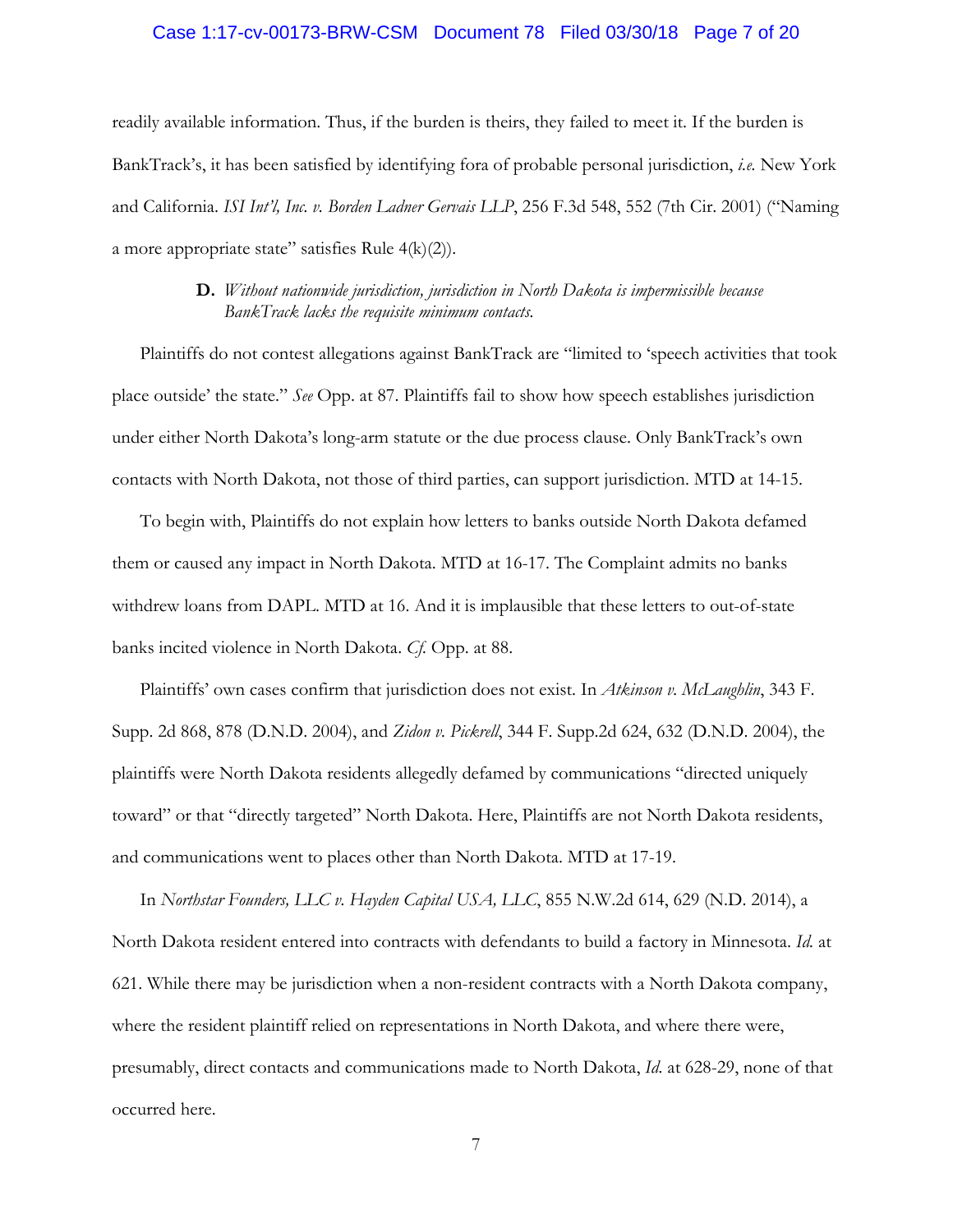readily available information. Thus, if the burden is theirs, they failed to meet it. If the burden is BankTrack's, it has been satisfied by identifying fora of probable personal jurisdiction, *i.e.* New York and California. *ISI Int'l, Inc. v. Borden Ladner Gervais LLP*, 256 F.3d 548, 552 (7th Cir. 2001) ("Naming a more appropriate state" satisfies Rule 4(k)(2)).

**D.** *Without nationwide jurisdiction, jurisdiction in North Dakota is impermissible because BankTrack lacks the requisite minimum contacts.*

Plaintiffs do not contest allegations against BankTrack are "limited to 'speech activities that took place outside' the state." *See* Opp. at 87. Plaintiffs fail to show how speech establishes jurisdiction under either North Dakota's long-arm statute or the due process clause. Only BankTrack's own contacts with North Dakota, not those of third parties, can support jurisdiction. MTD at 14-15.

To begin with, Plaintiffs do not explain how letters to banks outside North Dakota defamed them or caused any impact in North Dakota. MTD at 16-17. The Complaint admits no banks withdrew loans from DAPL. MTD at 16. And it is implausible that these letters to out-of-state banks incited violence in North Dakota. *Cf.* Opp. at 88.

Plaintiffs' own cases confirm that jurisdiction does not exist. In *Atkinson v. McLaughlin*, 343 F. Supp. 2d 868, 878 (D.N.D. 2004), and *Zidon v. Pickrell*, 344 F. Supp.2d 624, 632 (D.N.D. 2004), the plaintiffs were North Dakota residents allegedly defamed by communications "directed uniquely toward" or that "directly targeted" North Dakota. Here, Plaintiffs are not North Dakota residents, and communications went to places other than North Dakota. MTD at 17-19.

In *Northstar Founders, LLC v. Hayden Capital USA, LLC*, 855 N.W.2d 614, 629 (N.D. 2014), a North Dakota resident entered into contracts with defendants to build a factory in Minnesota. *Id.* at 621. While there may be jurisdiction when a non-resident contracts with a North Dakota company, where the resident plaintiff relied on representations in North Dakota, and where there were, presumably, direct contacts and communications made to North Dakota, *Id.* at 628-29, none of that occurred here.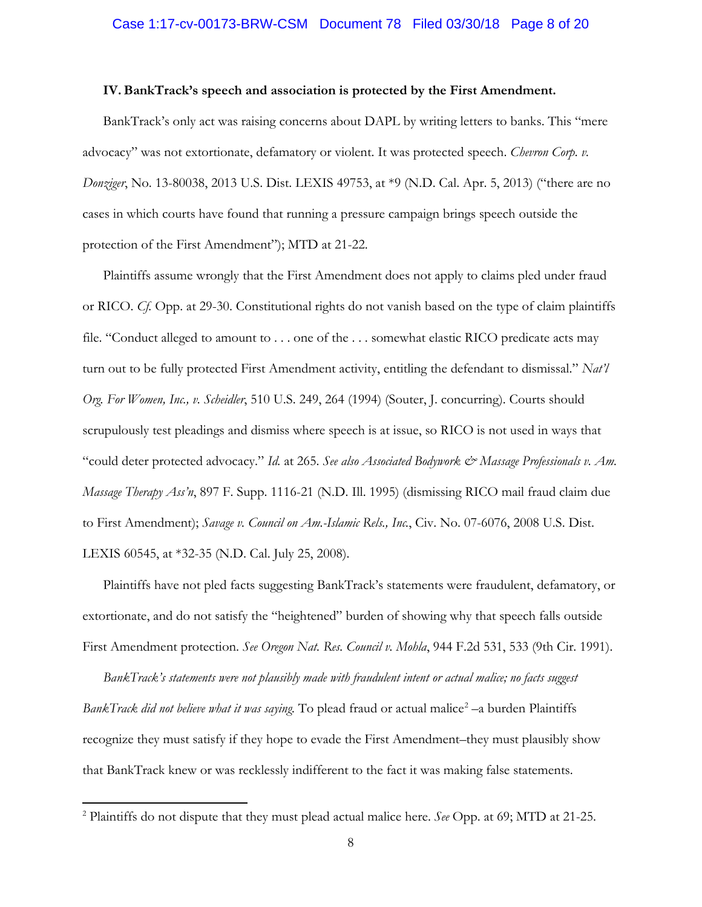**IV. BankTrack's speech and association is protected by the First Amendment.**

BankTrack's only act was raising concerns about DAPL by writing letters to banks. This "mere advocacy" was not extortionate, defamatory or violent. It was protected speech. *Chevron Corp. v. Donziger*, No. 13-80038, 2013 U.S. Dist. LEXIS 49753, at *9 (N.D. Cal. Apr. 5, 2013) ("there are no cases in which courts have found that running a pressure campaign brings speech outside the protection of the First Amendment"); MTD at 21-22.

Plaintiffs assume wrongly that the First Amendment does not apply to claims pled under fraud or RICO. *Cf.* Opp. at 29-30. Constitutional rights do not vanish based on the type of claim plaintiffs file. "Conduct alleged to amount to . . . one of the . . . somewhat elastic RICO predicate acts may turn out to be fully protected First Amendment activity, entitling the defendant to dismissal." *Nat'l Org. For Women, Inc., v. Scheidler*, 510 U.S. 249, 264 (1994) (Souter, J. concurring). Courts should scrupulously test pleadings and dismiss where speech is at issue, so RICO is not used in ways that "could deter protected advocacy." *Id.* at 265. *See also Associated Bodywork & Massage Professionals v. Am. Massage Therapy Ass'n*, 897 F. Supp. 1116-21 (N.D. Ill. 1995) (dismissing RICO mail fraud claim due to First Amendment); *Savage v. Council on Am.-Islamic Rels., Inc.*, Civ. No. 07-6076, 2008 U.S. Dist. LEXIS 60545, at *32-35 (N.D. Cal. July 25, 2008).

Plaintiffs have not pled facts suggesting BankTrack's statements were fraudulent, defamatory, or extortionate, and do not satisfy the "heightened" burden of showing why that speech falls outside First Amendment protection. *See Oregon Nat. Res. Council v. Mohla*, 944 F.2d 531, 533 (9th Cir. 1991).

*BankTrack's statements were not plausibly made with fraudulent intent or actual malice; no facts suggest BankTrack did not believe what it was saying.* To plead fraud or actual malice[2] –a burden Plaintiffs recognize they must satisfy if they hope to evade the First Amendment–they must plausibly show that BankTrack knew or was recklessly indifferent to the fact it was making false statements.

---

[2] Plaintiffs do not dispute that they must plead actual malice here. *See* Opp. at 69; MTD at 21-25.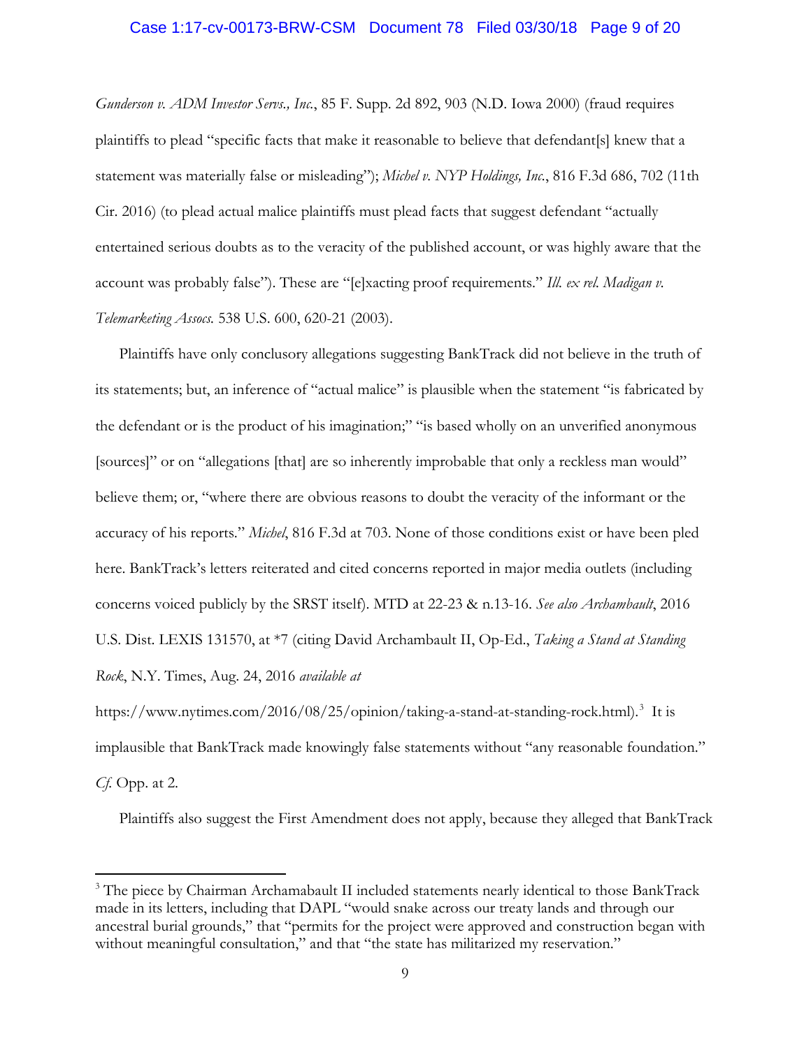*Gunderson v. ADM Investor Servs., Inc.*, 85 F. Supp. 2d 892, 903 (N.D. Iowa 2000) (fraud requires plaintiffs to plead "specific facts that make it reasonable to believe that defendant[s] knew that a statement was materially false or misleading"); *Michel v. NYP Holdings, Inc.*, 816 F.3d 686, 702 (11th Cir. 2016) (to plead actual malice plaintiffs must plead facts that suggest defendant "actually entertained serious doubts as to the veracity of the published account, or was highly aware that the account was probably false"). These are "[e]xacting proof requirements." *Ill. ex rel. Madigan v. Telemarketing Assocs.* 538 U.S. 600, 620-21 (2003).

Plaintiffs have only conclusory allegations suggesting BankTrack did not believe in the truth of its statements; but, an inference of "actual malice" is plausible when the statement "is fabricated by the defendant or is the product of his imagination;" "is based wholly on an unverified anonymous [sources]" or on "allegations [that] are so inherently improbable that only a reckless man would" believe them; or, "where there are obvious reasons to doubt the veracity of the informant or the accuracy of his reports." *Michel*, 816 F.3d at 703. None of those conditions exist or have been pled here. BankTrack's letters reiterated and cited concerns reported in major media outlets (including concerns voiced publicly by the SRST itself). MTD at 22-23 & n.13-16. *See also Archambault*, 2016 U.S. Dist. LEXIS 131570, at *7 (citing David Archambault II, Op-Ed., *Taking a Stand at Standing Rock*, N.Y. Times, Aug. 24, 2016 *available at* https://www.nytimes.com/2016/08/25/opinion/taking-a-stand-at-standing-rock.html).[3] It is implausible that BankTrack made knowingly false statements without "any reasonable foundation." *Cf.* Opp. at 2.

Plaintiffs also suggest the First Amendment does not apply, because they alleged that BankTrack

---

[3] The piece by Chairman Archamabault II included statements nearly identical to those BankTrack made in its letters, including that DAPL "would snake across our treaty lands and through our ancestral burial grounds," that "permits for the project were approved and construction began with without meaningful consultation," and that "the state has militarized my reservation."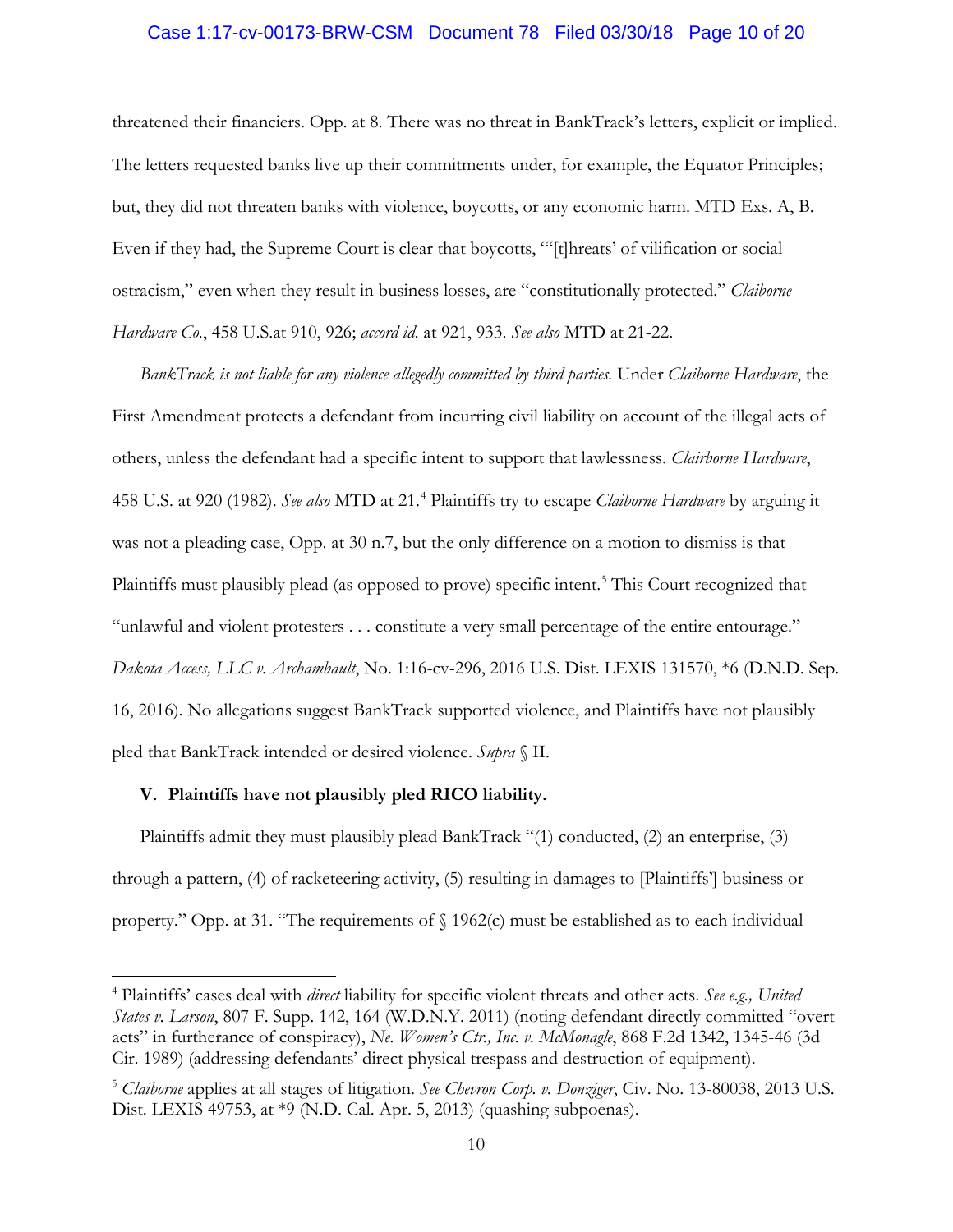threatened their financiers. Opp. at 8. There was no threat in BankTrack's letters, explicit or implied. The letters requested banks live up their commitments under, for example, the Equator Principles; but, they did not threaten banks with violence, boycotts, or any economic harm. MTD Exs. A, B. Even if they had, the Supreme Court is clear that boycotts, "'[t]hreats' of vilification or social ostracism," even when they result in business losses, are "constitutionally protected." *Claiborne Hardware Co.*, 458 U.S.at 910, 926; *accord id.* at 921, 933. *See also* MTD at 21-22.

*BankTrack is not liable for any violence allegedly committed by third parties.* Under *Claiborne Hardware*, the First Amendment protects a defendant from incurring civil liability on account of the illegal acts of others, unless the defendant had a specific intent to support that lawlessness. *Clairborne Hardware*, 458 U.S. at 920 (1982). *See also* MTD at 21.[4] Plaintiffs try to escape *Claiborne Hardware* by arguing it was not a pleading case, Opp. at 30 n.7, but the only difference on a motion to dismiss is that Plaintiffs must plausibly plead (as opposed to prove) specific intent.[5] This Court recognized that "unlawful and violent protesters . . . constitute a very small percentage of the entire entourage." *Dakota Access, LLC v. Archambault*, No. 1:16-cv-296, 2016 U.S. Dist. LEXIS 131570, *6 (D.N.D. Sep. 16, 2016). No allegations suggest BankTrack supported violence, and Plaintiffs have not plausibly pled that BankTrack intended or desired violence. *Supra* § II.

## V. Plaintiffs have not plausibly pled RICO liability.

Plaintiffs admit they must plausibly plead BankTrack "(1) conducted, (2) an enterprise, (3) through a pattern, (4) of racketeering activity, (5) resulting in damages to [Plaintiffs'] business or property." Opp. at 31. "The requirements of § 1962(c) must be established as to each individual

---

[4] Plaintiffs' cases deal with *direct* liability for specific violent threats and other acts. *See e.g., United States v. Larson*, 807 F. Supp. 142, 164 (W.D.N.Y. 2011) (noting defendant directly committed "overt acts" in furtherance of conspiracy), *Ne. Women's Ctr., Inc. v. McMonagle*, 868 F.2d 1342, 1345-46 (3d Cir. 1989) (addressing defendants' direct physical trespass and destruction of equipment).

[5] *Claiborne* applies at all stages of litigation. *See Chevron Corp. v. Donziger*, Civ. No. 13-80038, 2013 U.S. Dist. LEXIS 49753, at *9 (N.D. Cal. Apr. 5, 2013) (quashing subpoenas).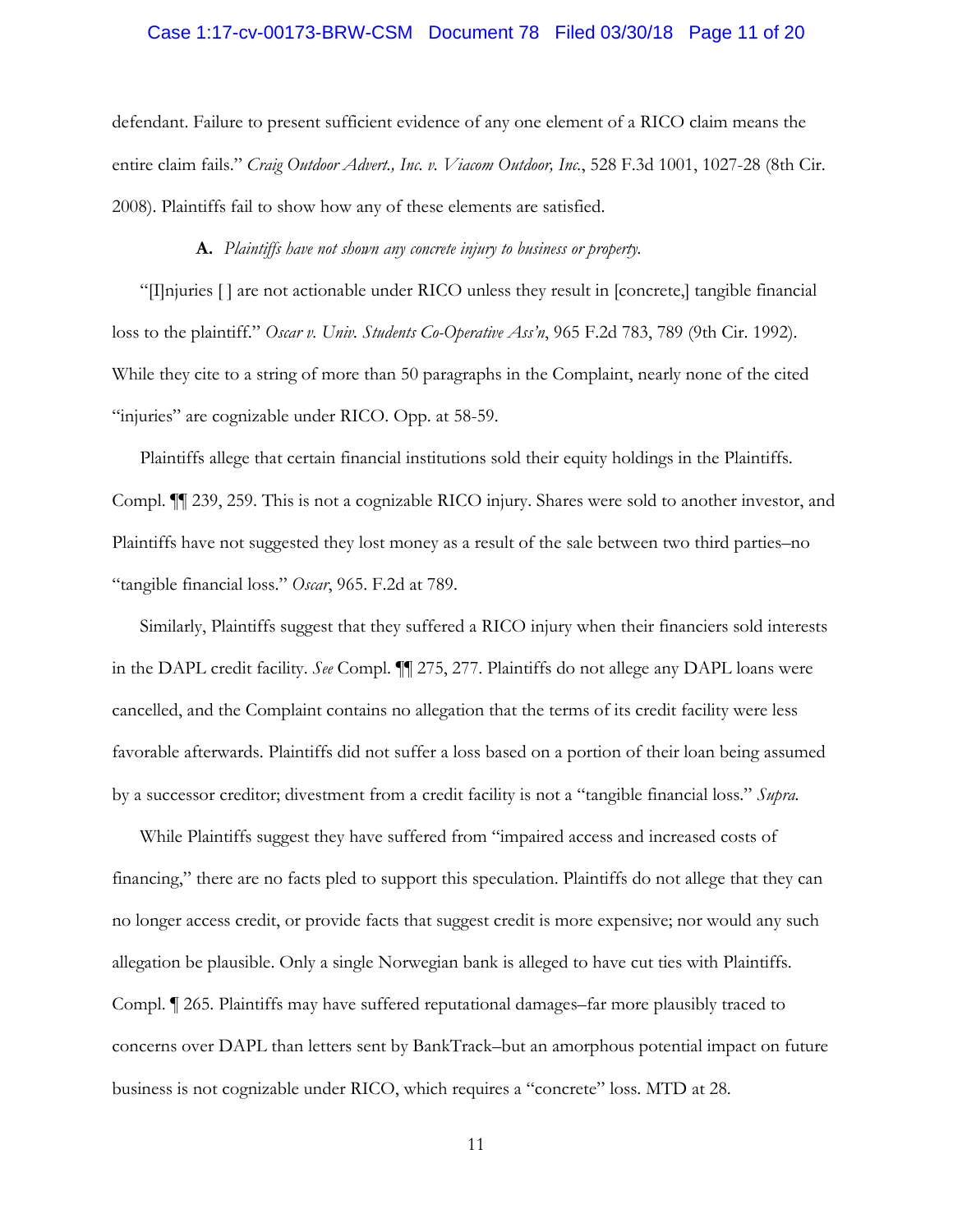defendant. Failure to present sufficient evidence of any one element of a RICO claim means the entire claim fails." *Craig Outdoor Advert., Inc. v. Viacom Outdoor, Inc.*, 528 F.3d 1001, 1027-28 (8th Cir. 2008). Plaintiffs fail to show how any of these elements are satisfied.

**A.** *Plaintiffs have not shown any concrete injury to business or property.*

"[I]njuries [ ] are not actionable under RICO unless they result in [concrete,] tangible financial loss to the plaintiff." *Oscar v. Univ. Students Co-Operative Ass'n*, 965 F.2d 783, 789 (9th Cir. 1992). While they cite to a string of more than 50 paragraphs in the Complaint, nearly none of the cited "injuries" are cognizable under RICO. Opp. at 58-59.

Plaintiffs allege that certain financial institutions sold their equity holdings in the Plaintiffs. Compl. ¶¶ 239, 259. This is not a cognizable RICO injury. Shares were sold to another investor, and Plaintiffs have not suggested they lost money as a result of the sale between two third parties–no "tangible financial loss." *Oscar*, 965. F.2d at 789.

Similarly, Plaintiffs suggest that they suffered a RICO injury when their financiers sold interests in the DAPL credit facility. *See* Compl. ¶¶ 275, 277. Plaintiffs do not allege any DAPL loans were cancelled, and the Complaint contains no allegation that the terms of its credit facility were less favorable afterwards. Plaintiffs did not suffer a loss based on a portion of their loan being assumed by a successor creditor; divestment from a credit facility is not a "tangible financial loss." *Supra.*

While Plaintiffs suggest they have suffered from "impaired access and increased costs of financing," there are no facts pled to support this speculation. Plaintiffs do not allege that they can no longer access credit, or provide facts that suggest credit is more expensive; nor would any such allegation be plausible. Only a single Norwegian bank is alleged to have cut ties with Plaintiffs. Compl. ¶ 265. Plaintiffs may have suffered reputational damages–far more plausibly traced to concerns over DAPL than letters sent by BankTrack–but an amorphous potential impact on future business is not cognizable under RICO, which requires a "concrete" loss. MTD at 28.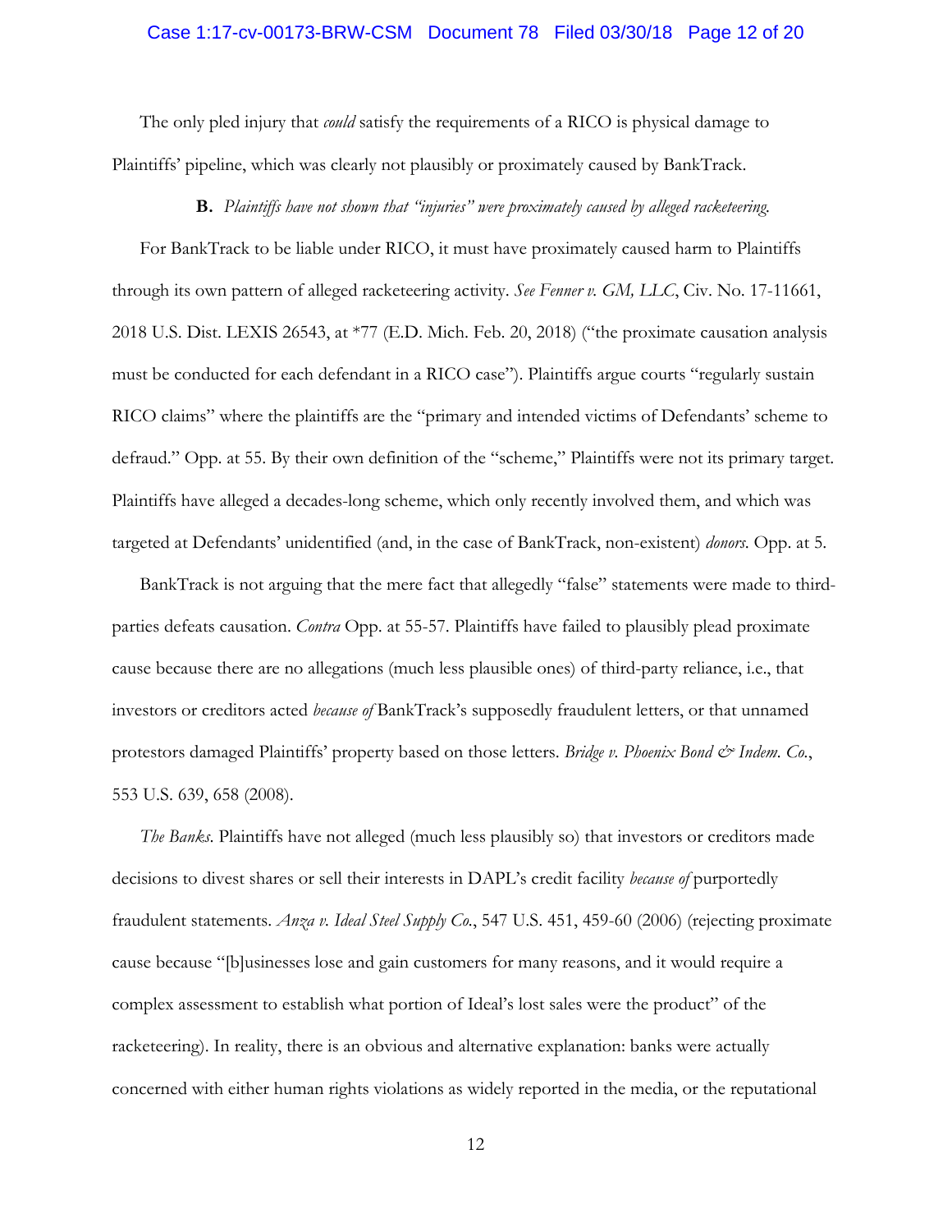The only pled injury that *could* satisfy the requirements of a RICO is physical damage to Plaintiffs' pipeline, which was clearly not plausibly or proximately caused by BankTrack.

**B.** *Plaintiffs have not shown that "injuries" were proximately caused by alleged racketeering.*

For BankTrack to be liable under RICO, it must have proximately caused harm to Plaintiffs through its own pattern of alleged racketeering activity. *See Fenner v. GM, LLC*, Civ. No. 17-11661, 2018 U.S. Dist. LEXIS 26543, at *77 (E.D. Mich. Feb. 20, 2018) ("the proximate causation analysis must be conducted for each defendant in a RICO case"). Plaintiffs argue courts "regularly sustain RICO claims" where the plaintiffs are the "primary and intended victims of Defendants' scheme to defraud." Opp. at 55. By their own definition of the "scheme," Plaintiffs were not its primary target. Plaintiffs have alleged a decades-long scheme, which only recently involved them, and which was targeted at Defendants' unidentified (and, in the case of BankTrack, non-existent) *donors.* Opp. at 5.

BankTrack is not arguing that the mere fact that allegedly "false" statements were made to third-parties defeats causation. *Contra* Opp. at 55-57. Plaintiffs have failed to plausibly plead proximate cause because there are no allegations (much less plausible ones) of third-party reliance, i.e., that investors or creditors acted *because of* BankTrack's supposedly fraudulent letters, or that unnamed protestors damaged Plaintiffs' property based on those letters. *Bridge v. Phoenix Bond & Indem. Co.*, 553 U.S. 639, 658 (2008).

*The Banks.* Plaintiffs have not alleged (much less plausibly so) that investors or creditors made decisions to divest shares or sell their interests in DAPL's credit facility *because of* purportedly fraudulent statements. *Anza v. Ideal Steel Supply Co.*, 547 U.S. 451, 459-60 (2006) (rejecting proximate cause because "[b]usinesses lose and gain customers for many reasons, and it would require a complex assessment to establish what portion of Ideal's lost sales were the product" of the racketeering). In reality, there is an obvious and alternative explanation: banks were actually concerned with either human rights violations as widely reported in the media, or the reputational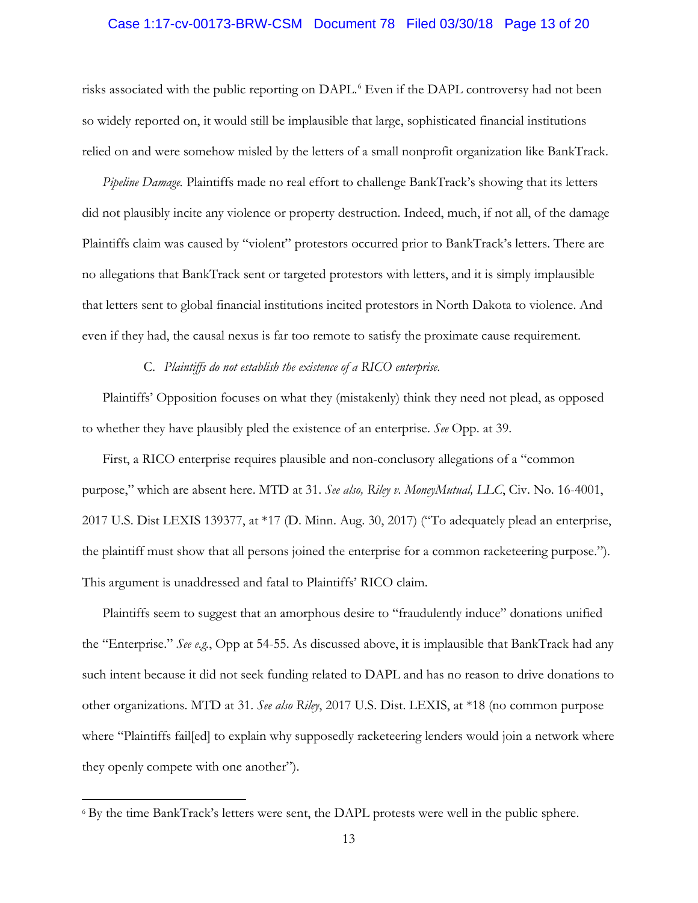risks associated with the public reporting on DAPL.[6] Even if the DAPL controversy had not been so widely reported on, it would still be implausible that large, sophisticated financial institutions relied on and were somehow misled by the letters of a small nonprofit organization like BankTrack.

*Pipeline Damage.* Plaintiffs made no real effort to challenge BankTrack's showing that its letters did not plausibly incite any violence or property destruction. Indeed, much, if not all, of the damage Plaintiffs claim was caused by "violent" protestors occurred prior to BankTrack's letters. There are no allegations that BankTrack sent or targeted protestors with letters, and it is simply implausible that letters sent to global financial institutions incited protestors in North Dakota to violence. And even if they had, the causal nexus is far too remote to satisfy the proximate cause requirement.

### C. *Plaintiffs do not establish the existence of a RICO enterprise.*

Plaintiffs' Opposition focuses on what they (mistakenly) think they need not plead, as opposed to whether they have plausibly pled the existence of an enterprise. *See* Opp. at 39.

First, a RICO enterprise requires plausible and non-conclusory allegations of a "common purpose," which are absent here. MTD at 31. *See also, Riley v. MoneyMutual, LLC*, Civ. No. 16-4001, 2017 U.S. Dist LEXIS 139377, at *17 (D. Minn. Aug. 30, 2017) ("To adequately plead an enterprise, the plaintiff must show that all persons joined the enterprise for a common racketeering purpose."). This argument is unaddressed and fatal to Plaintiffs' RICO claim.

Plaintiffs seem to suggest that an amorphous desire to "fraudulently induce" donations unified the "Enterprise." *See e.g.*, Opp at 54-55. As discussed above, it is implausible that BankTrack had any such intent because it did not seek funding related to DAPL and has no reason to drive donations to other organizations. MTD at 31. *See also Riley*, 2017 U.S. Dist. LEXIS, at *18 (no common purpose where "Plaintiffs fail[ed] to explain why supposedly racketeering lenders would join a network where they openly compete with one another").

---

[6] By the time BankTrack's letters were sent, the DAPL protests were well in the public sphere.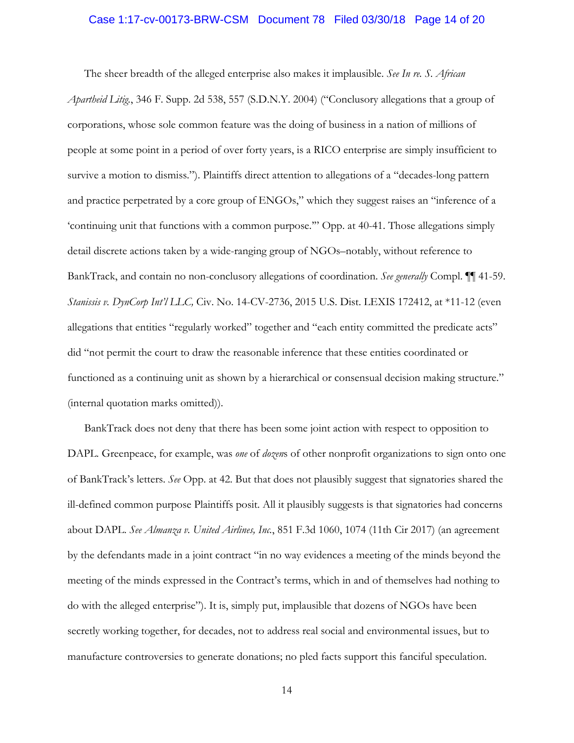The sheer breadth of the alleged enterprise also makes it implausible. *See In re. S. African Apartheid Litig.*, 346 F. Supp. 2d 538, 557 (S.D.N.Y. 2004) ("Conclusory allegations that a group of corporations, whose sole common feature was the doing of business in a nation of millions of people at some point in a period of over forty years, is a RICO enterprise are simply insufficient to survive a motion to dismiss."). Plaintiffs direct attention to allegations of a "decades-long pattern and practice perpetrated by a core group of ENGOs," which they suggest raises an "inference of a 'continuing unit that functions with a common purpose.'" Opp. at 40-41. Those allegations simply detail discrete actions taken by a wide-ranging group of NGOs–notably, without reference to BankTrack, and contain no non-conclusory allegations of coordination. *See generally* Compl. ¶¶ 41-59. *Stanissis v. DynCorp Int'l LLC,* Civ. No. 14-CV-2736, 2015 U.S. Dist. LEXIS 172412, at *11-12 (even allegations that entities "regularly worked" together and "each entity committed the predicate acts" did "not permit the court to draw the reasonable inference that these entities coordinated or functioned as a continuing unit as shown by a hierarchical or consensual decision making structure." (internal quotation marks omitted)).

BankTrack does not deny that there has been some joint action with respect to opposition to DAPL. Greenpeace, for example, was *one* of *dozen*s of other nonprofit organizations to sign onto one of BankTrack's letters. *See* Opp. at 42. But that does not plausibly suggest that signatories shared the ill-defined common purpose Plaintiffs posit. All it plausibly suggests is that signatories had concerns about DAPL. *See Almanza v. United Airlines, Inc.*, 851 F.3d 1060, 1074 (11th Cir 2017) (an agreement by the defendants made in a joint contract "in no way evidences a meeting of the minds beyond the meeting of the minds expressed in the Contract's terms, which in and of themselves had nothing to do with the alleged enterprise"). It is, simply put, implausible that dozens of NGOs have been secretly working together, for decades, not to address real social and environmental issues, but to manufacture controversies to generate donations; no pled facts support this fanciful speculation.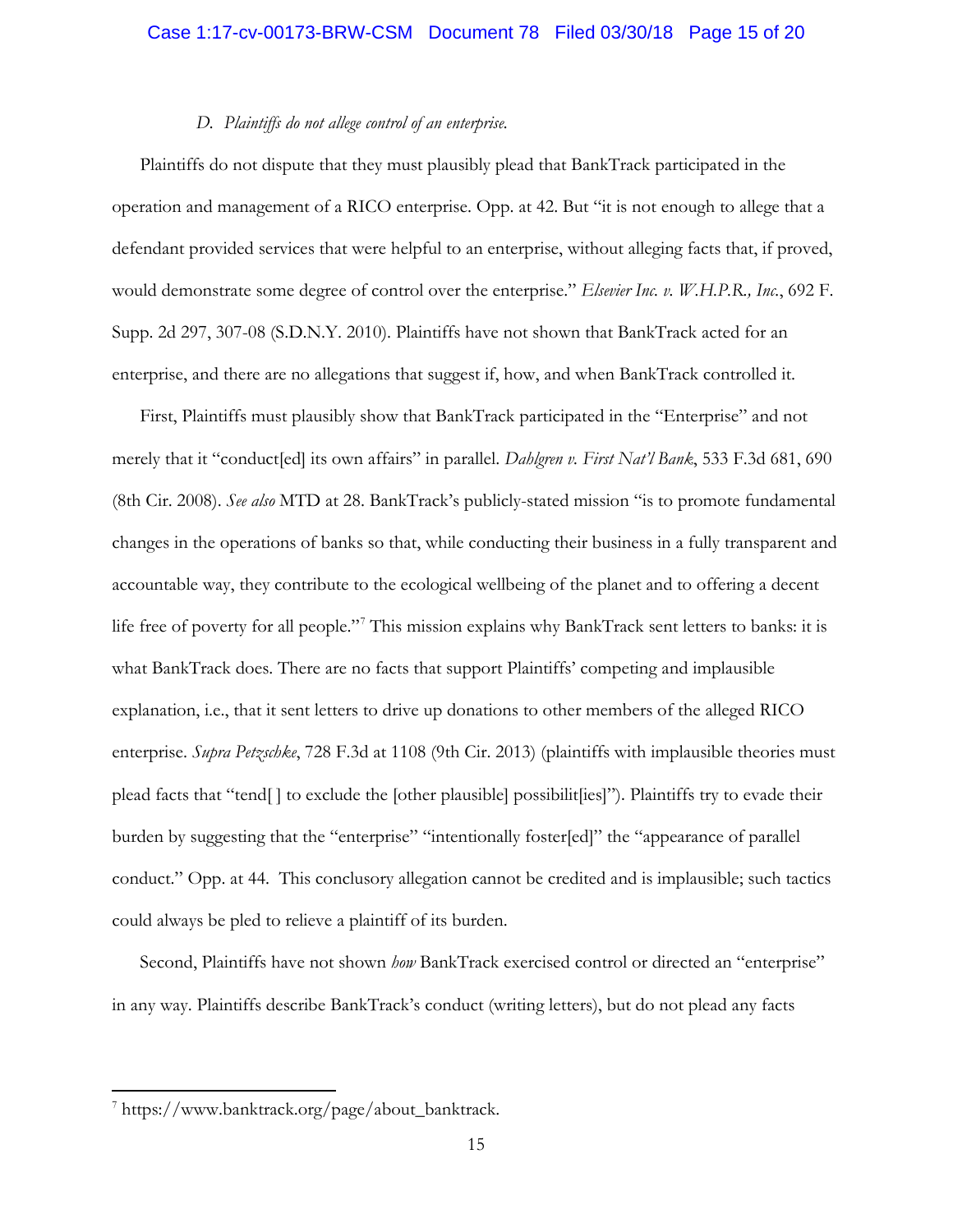### *D. Plaintiffs do not allege control of an enterprise.*

Plaintiffs do not dispute that they must plausibly plead that BankTrack participated in the operation and management of a RICO enterprise. Opp. at 42. But "it is not enough to allege that a defendant provided services that were helpful to an enterprise, without alleging facts that, if proved, would demonstrate some degree of control over the enterprise." *Elsevier Inc. v. W.H.P.R., Inc.*, 692 F. Supp. 2d 297, 307-08 (S.D.N.Y. 2010). Plaintiffs have not shown that BankTrack acted for an enterprise, and there are no allegations that suggest if, how, and when BankTrack controlled it.

First, Plaintiffs must plausibly show that BankTrack participated in the "Enterprise" and not merely that it "conduct[ed] its own affairs" in parallel. *Dahlgren v. First Nat'l Bank*, 533 F.3d 681, 690 (8th Cir. 2008). *See also* MTD at 28. BankTrack's publicly-stated mission "is to promote fundamental changes in the operations of banks so that, while conducting their business in a fully transparent and accountable way, they contribute to the ecological wellbeing of the planet and to offering a decent life free of poverty for all people."[7] This mission explains why BankTrack sent letters to banks: it is what BankTrack does. There are no facts that support Plaintiffs' competing and implausible explanation, i.e., that it sent letters to drive up donations to other members of the alleged RICO enterprise. *Supra Petzschke*, 728 F.3d at 1108 (9th Cir. 2013) (plaintiffs with implausible theories must plead facts that "tend[ ] to exclude the [other plausible] possibilit[ies]"). Plaintiffs try to evade their burden by suggesting that the "enterprise" "intentionally foster[ed]" the "appearance of parallel conduct." Opp. at 44. This conclusory allegation cannot be credited and is implausible; such tactics could always be pled to relieve a plaintiff of its burden.

Second, Plaintiffs have not shown *how* BankTrack exercised control or directed an "enterprise" in any way. Plaintiffs describe BankTrack's conduct (writing letters), but do not plead any facts

---

[7] https://www.banktrack.org/page/about_banktrack.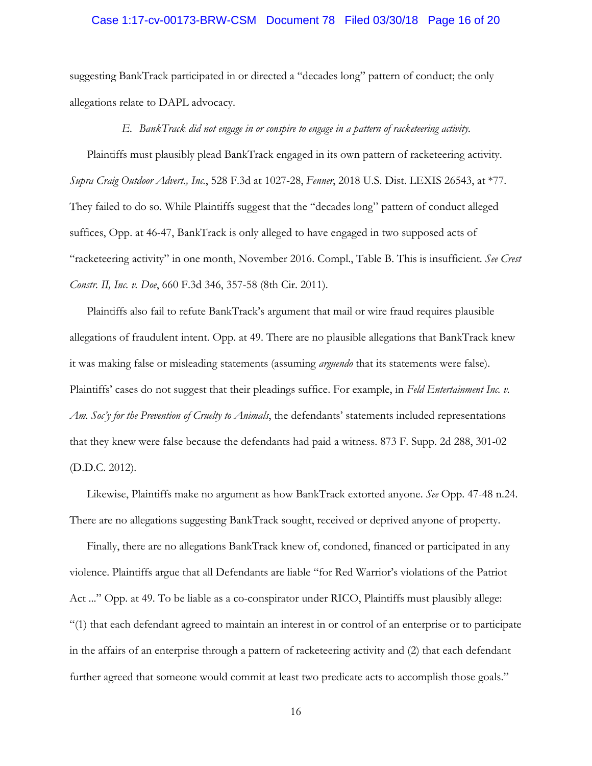suggesting BankTrack participated in or directed a "decades long" pattern of conduct; the only allegations relate to DAPL advocacy.

*E. BankTrack did not engage in or conspire to engage in a pattern of racketeering activity.*

Plaintiffs must plausibly plead BankTrack engaged in its own pattern of racketeering activity. *Supra Craig Outdoor Advert., Inc.*, 528 F.3d at 1027-28, *Fenner*, 2018 U.S. Dist. LEXIS 26543, at *77. They failed to do so. While Plaintiffs suggest that the "decades long" pattern of conduct alleged suffices, Opp. at 46-47, BankTrack is only alleged to have engaged in two supposed acts of "racketeering activity" in one month, November 2016. Compl., Table B. This is insufficient. *See Crest Constr. II, Inc. v. Doe*, 660 F.3d 346, 357-58 (8th Cir. 2011).

Plaintiffs also fail to refute BankTrack's argument that mail or wire fraud requires plausible allegations of fraudulent intent. Opp. at 49. There are no plausible allegations that BankTrack knew it was making false or misleading statements (assuming *arguendo* that its statements were false). Plaintiffs' cases do not suggest that their pleadings suffice. For example, in *Feld Entertainment Inc. v. Am. Soc'y for the Prevention of Cruelty to Animals*, the defendants' statements included representations that they knew were false because the defendants had paid a witness. 873 F. Supp. 2d 288, 301-02 (D.D.C. 2012).

Likewise, Plaintiffs make no argument as how BankTrack extorted anyone. *See* Opp. 47-48 n.24. There are no allegations suggesting BankTrack sought, received or deprived anyone of property.

Finally, there are no allegations BankTrack knew of, condoned, financed or participated in any violence. Plaintiffs argue that all Defendants are liable "for Red Warrior's violations of the Patriot Act ..." Opp. at 49. To be liable as a co-conspirator under RICO, Plaintiffs must plausibly allege: "(1) that each defendant agreed to maintain an interest in or control of an enterprise or to participate in the affairs of an enterprise through a pattern of racketeering activity and (2) that each defendant further agreed that someone would commit at least two predicate acts to accomplish those goals."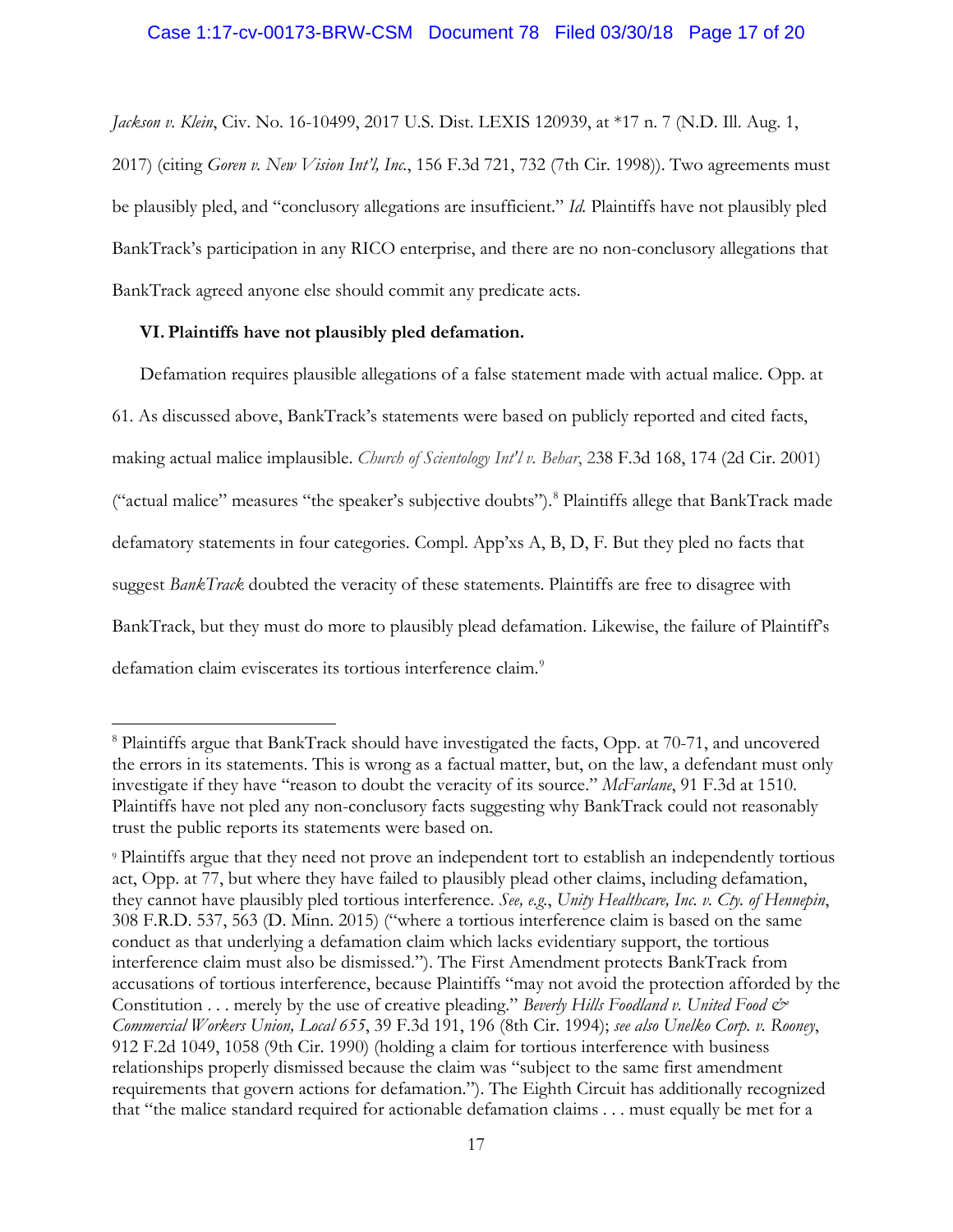*Jackson v. Klein*, Civ. No. 16-10499, 2017 U.S. Dist. LEXIS 120939, at *17 n. 7 (N.D. Ill. Aug. 1, 2017) (citing *Goren v. New Vision Int'l, Inc.*, 156 F.3d 721, 732 (7th Cir. 1998)). Two agreements must be plausibly pled, and "conclusory allegations are insufficient." *Id.* Plaintiffs have not plausibly pled BankTrack's participation in any RICO enterprise, and there are no non-conclusory allegations that BankTrack agreed anyone else should commit any predicate acts.

## VI. Plaintiffs have not plausibly pled defamation.

Defamation requires plausible allegations of a false statement made with actual malice. Opp. at 61. As discussed above, BankTrack's statements were based on publicly reported and cited facts, making actual malice implausible. *Church of Scientology Int'l v. Behar*, 238 F.3d 168, 174 (2d Cir. 2001) ("actual malice" measures "the speaker's subjective doubts").[8] Plaintiffs allege that BankTrack made defamatory statements in four categories. Compl. App'xs A, B, D, F. But they pled no facts that suggest *BankTrack* doubted the veracity of these statements. Plaintiffs are free to disagree with BankTrack, but they must do more to plausibly plead defamation. Likewise, the failure of Plaintiff's defamation claim eviscerates its tortious interference claim.[9]

---

[8] Plaintiffs argue that BankTrack should have investigated the facts, Opp. at 70-71, and uncovered the errors in its statements. This is wrong as a factual matter, but, on the law, a defendant must only investigate if they have "reason to doubt the veracity of its source." *McFarlane*, 91 F.3d at 1510. Plaintiffs have not pled any non-conclusory facts suggesting why BankTrack could not reasonably trust the public reports its statements were based on.

[9] Plaintiffs argue that they need not prove an independent tort to establish an independently tortious act, Opp. at 77, but where they have failed to plausibly plead other claims, including defamation, they cannot have plausibly pled tortious interference. *See, e.g.*, *Unity Healthcare, Inc. v. Cty. of Hennepin*, 308 F.R.D. 537, 563 (D. Minn. 2015) ("where a tortious interference claim is based on the same conduct as that underlying a defamation claim which lacks evidentiary support, the tortious interference claim must also be dismissed."). The First Amendment protects BankTrack from accusations of tortious interference, because Plaintiffs "may not avoid the protection afforded by the Constitution . . . merely by the use of creative pleading." *Beverly Hills Foodland v. United Food & Commercial Workers Union, Local 655*, 39 F.3d 191, 196 (8th Cir. 1994); *see also Unelko Corp. v. Rooney*, 912 F.2d 1049, 1058 (9th Cir. 1990) (holding a claim for tortious interference with business relationships properly dismissed because the claim was "subject to the same first amendment requirements that govern actions for defamation."). The Eighth Circuit has additionally recognized that "the malice standard required for actionable defamation claims . . . must equally be met for a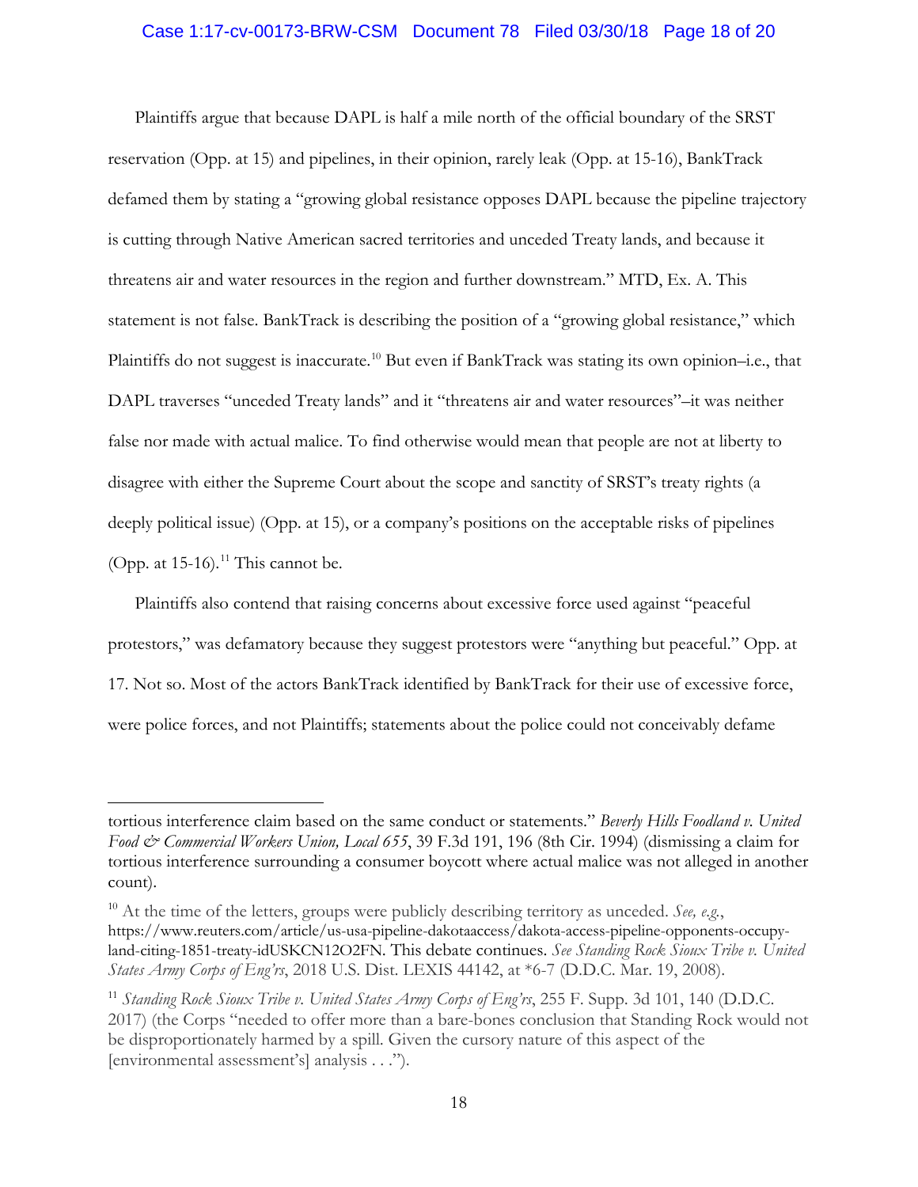Plaintiffs argue that because DAPL is half a mile north of the official boundary of the SRST reservation (Opp. at 15) and pipelines, in their opinion, rarely leak (Opp. at 15-16), BankTrack defamed them by stating a "growing global resistance opposes DAPL because the pipeline trajectory is cutting through Native American sacred territories and unceded Treaty lands, and because it threatens air and water resources in the region and further downstream." MTD, Ex. A. This statement is not false. BankTrack is describing the position of a "growing global resistance," which Plaintiffs do not suggest is inaccurate.[10] But even if BankTrack was stating its own opinion–i.e., that DAPL traverses "unceded Treaty lands" and it "threatens air and water resources"–it was neither false nor made with actual malice. To find otherwise would mean that people are not at liberty to disagree with either the Supreme Court about the scope and sanctity of SRST's treaty rights (a deeply political issue) (Opp. at 15), or a company's positions on the acceptable risks of pipelines (Opp. at 15-16).[11] This cannot be.

Plaintiffs also contend that raising concerns about excessive force used against "peaceful protestors," was defamatory because they suggest protestors were "anything but peaceful." Opp. at 17. Not so. Most of the actors BankTrack identified by BankTrack for their use of excessive force, were police forces, and not Plaintiffs; statements about the police could not conceivably defame

---

tortious interference claim based on the same conduct or statements." *Beverly Hills Foodland v. United Food & Commercial Workers Union, Local 655*, 39 F.3d 191, 196 (8th Cir. 1994) (dismissing a claim for tortious interference surrounding a consumer boycott where actual malice was not alleged in another count).

[10] At the time of the letters, groups were publicly describing territory as unceded. *See, e.g.*, https://www.reuters.com/article/us-usa-pipeline-dakotaaccess/dakota-access-pipeline-opponents-occupy-land-citing-1851-treaty-idUSKCN12O2FN. This debate continues. *See Standing Rock Sioux Tribe v. United States Army Corps of Eng'rs*, 2018 U.S. Dist. LEXIS 44142, at *6-7 (D.D.C. Mar. 19, 2008).

[11] *Standing Rock Sioux Tribe v. United States Army Corps of Eng'rs*, 255 F. Supp. 3d 101, 140 (D.D.C. 2017) (the Corps "needed to offer more than a bare-bones conclusion that Standing Rock would not be disproportionately harmed by a spill. Given the cursory nature of this aspect of the [environmental assessment's] analysis . . .").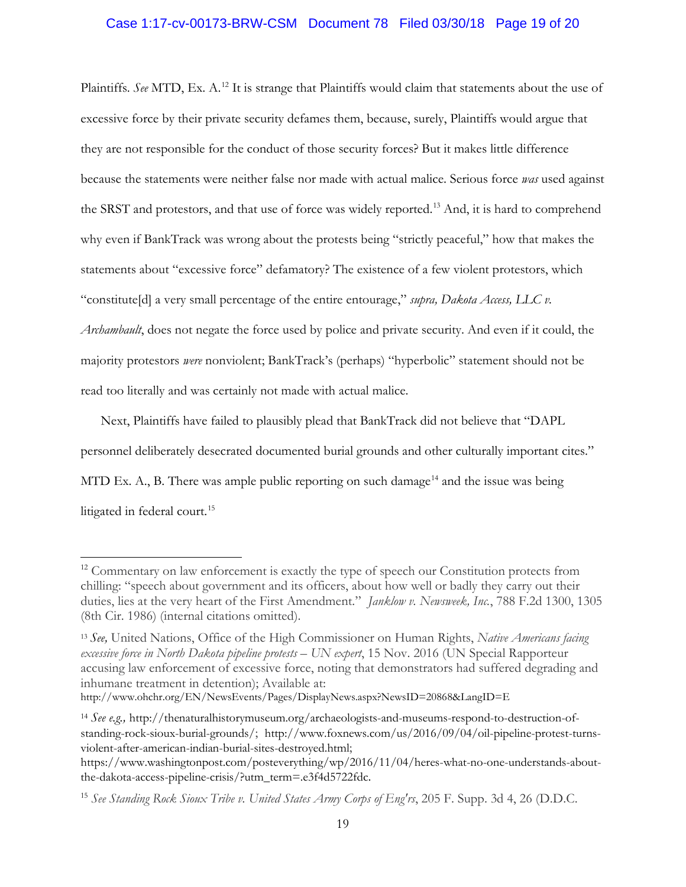Plaintiffs. *See* MTD, Ex. A.[12] It is strange that Plaintiffs would claim that statements about the use of excessive force by their private security defames them, because, surely, Plaintiffs would argue that they are not responsible for the conduct of those security forces? But it makes little difference because the statements were neither false nor made with actual malice. Serious force *was* used against the SRST and protestors, and that use of force was widely reported.[13] And, it is hard to comprehend why even if BankTrack was wrong about the protests being "strictly peaceful," how that makes the statements about "excessive force" defamatory? The existence of a few violent protestors, which "constitute[d] a very small percentage of the entire entourage," *supra, Dakota Access, LLC v. Archambault*, does not negate the force used by police and private security. And even if it could, the majority protestors *were* nonviolent; BankTrack's (perhaps) "hyperbolic" statement should not be read too literally and was certainly not made with actual malice.

Next, Plaintiffs have failed to plausibly plead that BankTrack did not believe that "DAPL personnel deliberately desecrated documented burial grounds and other culturally important cites." MTD Ex. A., B. There was ample public reporting on such damage[14] and the issue was being litigated in federal court.[15]

---

[12] Commentary on law enforcement is exactly the type of speech our Constitution protects from chilling: "speech about government and its officers, about how well or badly they carry out their duties, lies at the very heart of the First Amendment." *Janklow v. Newsweek, Inc.*, 788 F.2d 1300, 1305 (8th Cir. 1986) (internal citations omitted).

[13] *See,* United Nations, Office of the High Commissioner on Human Rights, *Native Americans facing excessive force in North Dakota pipeline protests – UN expert*, 15 Nov. 2016 (UN Special Rapporteur accusing law enforcement of excessive force, noting that demonstrators had suffered degrading and inhumane treatment in detention); Available at: http://www.ohchr.org/EN/NewsEvents/Pages/DisplayNews.aspx?NewsID=20868&LangID=E

[14] *See e.g.,* http://thenaturalhistorymuseum.org/archaeologists-and-museums-respond-to-destruction-of-standing-rock-sioux-burial-grounds/; http://www.foxnews.com/us/2016/09/04/oil-pipeline-protest-turns-violent-after-american-indian-burial-sites-destroyed.html; https://www.washingtonpost.com/posteverything/wp/2016/11/04/heres-what-no-one-understands-about-the-dakota-access-pipeline-crisis/?utm_term=.e3f4d5722fdc.

[15] *See Standing Rock Sioux Tribe v. United States Army Corps of Eng'rs*, 205 F. Supp. 3d 4, 26 (D.D.C.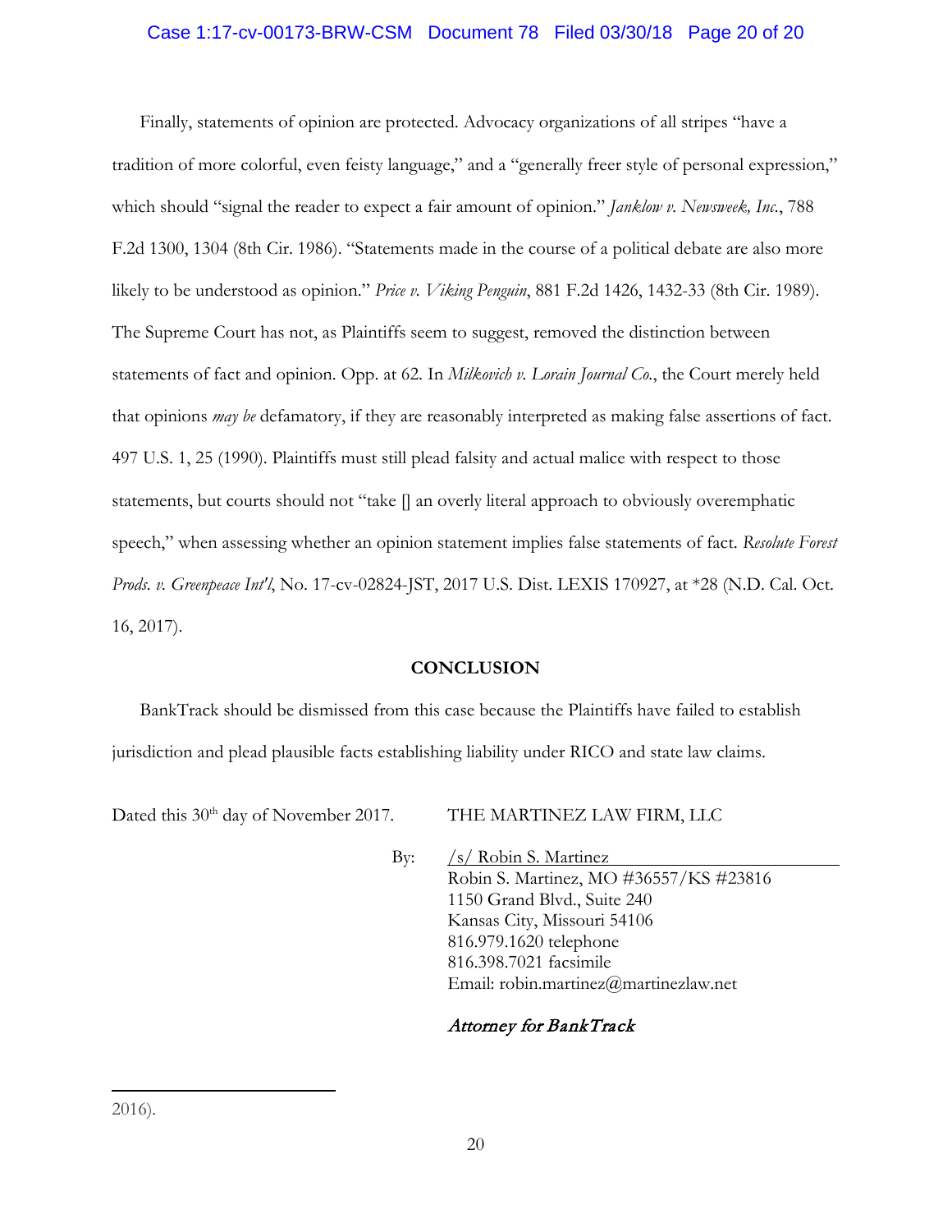Finally, statements of opinion are protected. Advocacy organizations of all stripes "have a tradition of more colorful, even feisty language," and a "generally freer style of personal expression," which should "signal the reader to expect a fair amount of opinion." *Janklow v. Newsweek, Inc.*, 788 F.2d 1300, 1304 (8th Cir. 1986). "Statements made in the course of a political debate are also more likely to be understood as opinion." *Price v. Viking Penguin*, 881 F.2d 1426, 1432-33 (8th Cir. 1989). The Supreme Court has not, as Plaintiffs seem to suggest, removed the distinction between statements of fact and opinion. Opp. at 62. In *Milkovich v. Lorain Journal Co.*, the Court merely held that opinions *may be* defamatory, if they are reasonably interpreted as making false assertions of fact. 497 U.S. 1, 25 (1990). Plaintiffs must still plead falsity and actual malice with respect to those statements, but courts should not "take [] an overly literal approach to obviously overemphatic speech," when assessing whether an opinion statement implies false statements of fact. *Resolute Forest Prods. v. Greenpeace Int'l*, No. 17-cv-02824-JST, 2017 U.S. Dist. LEXIS 170927, at *28 (N.D. Cal. Oct. 16, 2017).

## CONCLUSION

BankTrack should be dismissed from this case because the Plaintiffs have failed to establish jurisdiction and plead plausible facts establishing liability under RICO and state law claims.

Dated this 30th day of November 2017.

THE MARTINEZ LAW FIRM, LLC

By: /s/ Robin S. Martinez
Robin S. Martinez, MO #36557/KS #23816
1150 Grand Blvd., Suite 240
Kansas City, Missouri 54106
816.979.1620 telephone
816.398.7021 facsimile
Email: robin.martinez@martinezlaw.net

*Attorney for BankTrack*

2016).